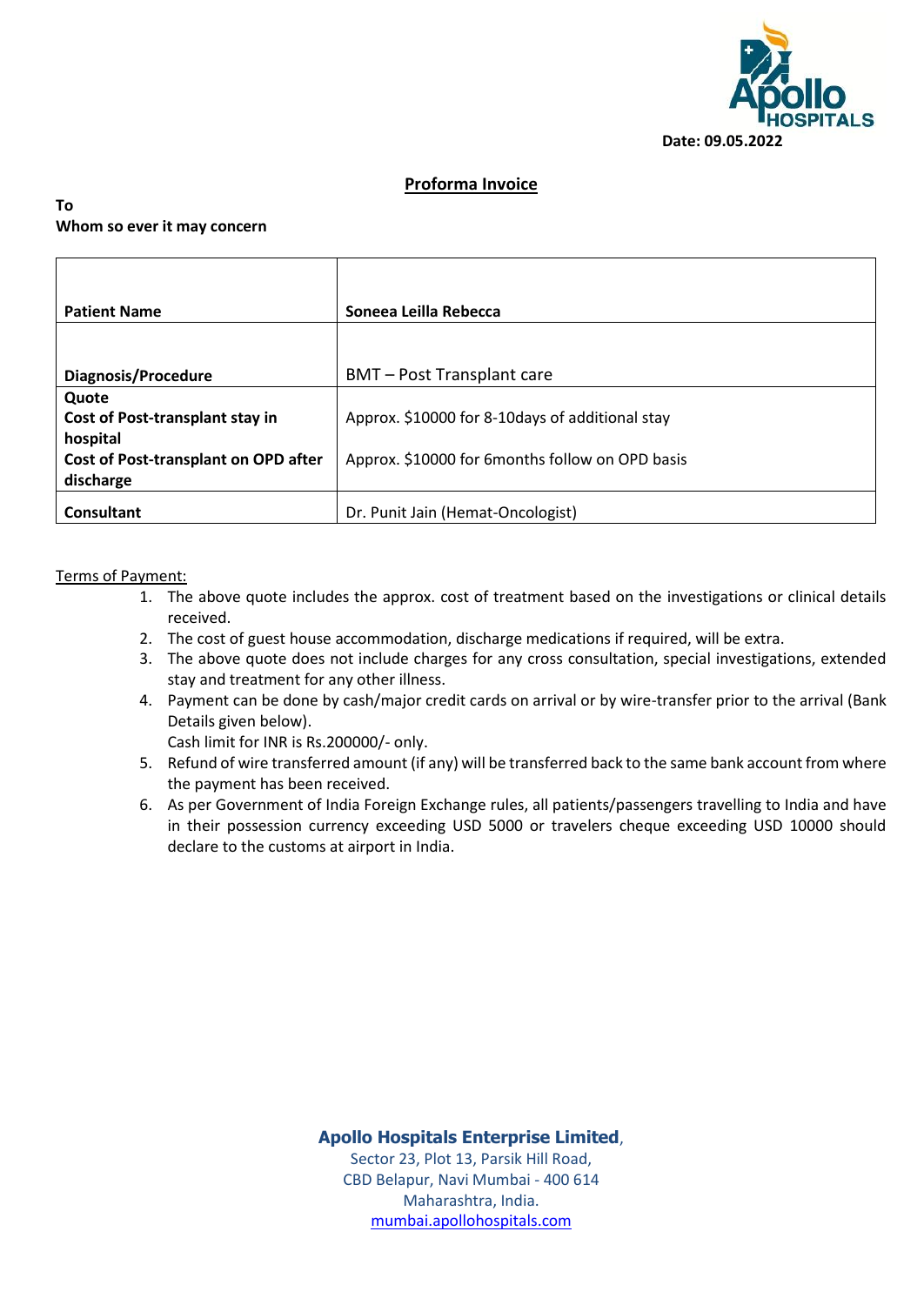Date: 09.05.2022

## Proforma Invoice

**To**
**Whom so ever it may concern**

| **Patient Name** | **Soneea Leilla Rebecca** |
|---|---|
| **Diagnosis/Procedure** | BMT – Post Transplant care |
| **Quote**<br>**Cost of Post-transplant stay in hospital**<br>**Cost of Post-transplant on OPD after discharge** | Approx. $10000 for 8-10days of additional stay<br>Approx. $10000 for 6months follow on OPD basis |
| **Consultant** | Dr. Punit Jain (Hemat-Oncologist) |

Terms of Payment:

1. The above quote includes the approx. cost of treatment based on the investigations or clinical details received.
2. The cost of guest house accommodation, discharge medications if required, will be extra.
3. The above quote does not include charges for any cross consultation, special investigations, extended stay and treatment for any other illness.
4. Payment can be done by cash/major credit cards on arrival or by wire-transfer prior to the arrival (Bank Details given below).
   Cash limit for INR is Rs.200000/- only.
5. Refund of wire transferred amount (if any) will be transferred back to the same bank account from where the payment has been received.
6. As per Government of India Foreign Exchange rules, all patients/passengers travelling to India and have in their possession currency exceeding USD 5000 or travelers cheque exceeding USD 10000 should declare to the customs at airport in India.

**Apollo Hospitals Enterprise Limited**,
Sector 23, Plot 13, Parsik Hill Road,
CBD Belapur, Navi Mumbai - 400 614
Maharashtra, India.
mumbai.apollohospitals.com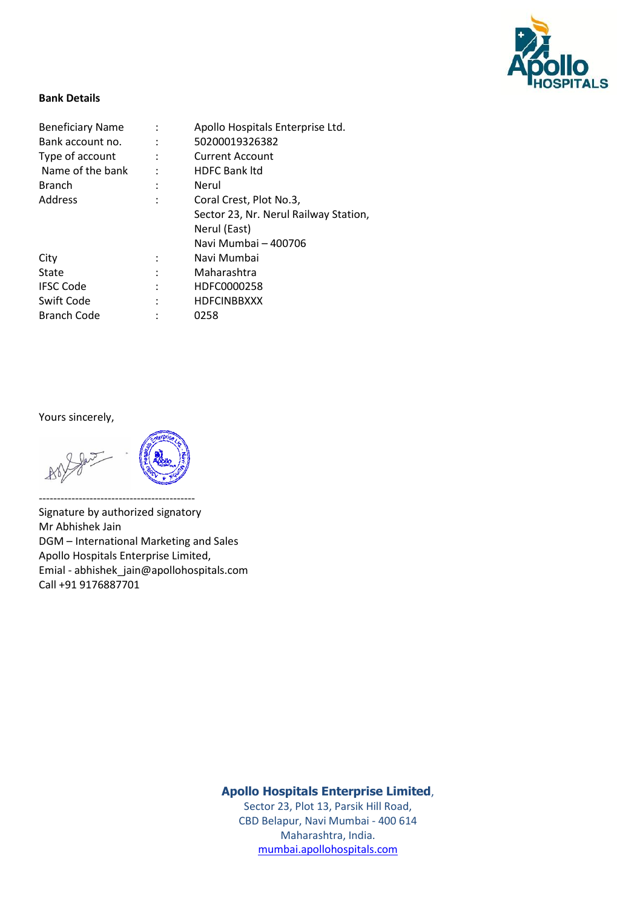**Bank Details**

| | | |
|---|---|---|
| Beneficiary Name | : | Apollo Hospitals Enterprise Ltd. |
| Bank account no. | : | 50200019326382 |
| Type of account | : | Current Account |
| Name of the bank | : | HDFC Bank ltd |
| Branch | : | Nerul |
| Address | : | Coral Crest, Plot No.3, Sector 23, Nr. Nerul Railway Station, Nerul (East) Navi Mumbai – 400706 |
| City | : | Navi Mumbai |
| State | : | Maharashtra |
| IFSC Code | : | HDFC0000258 |
| Swift Code | : | HDFCINBBXXX |
| Branch Code | : | 0258 |

Yours sincerely,

-------------------------------------------

Signature by authorized signatory
Mr Abhishek Jain
DGM – International Marketing and Sales
Apollo Hospitals Enterprise Limited,
Emial - abhishek_jain@apollohospitals.com
Call +91 9176887701

**Apollo Hospitals Enterprise Limited**,
Sector 23, Plot 13, Parsik Hill Road,
CBD Belapur, Navi Mumbai - 400 614
Maharashtra, India.
mumbai.apollohospitals.com